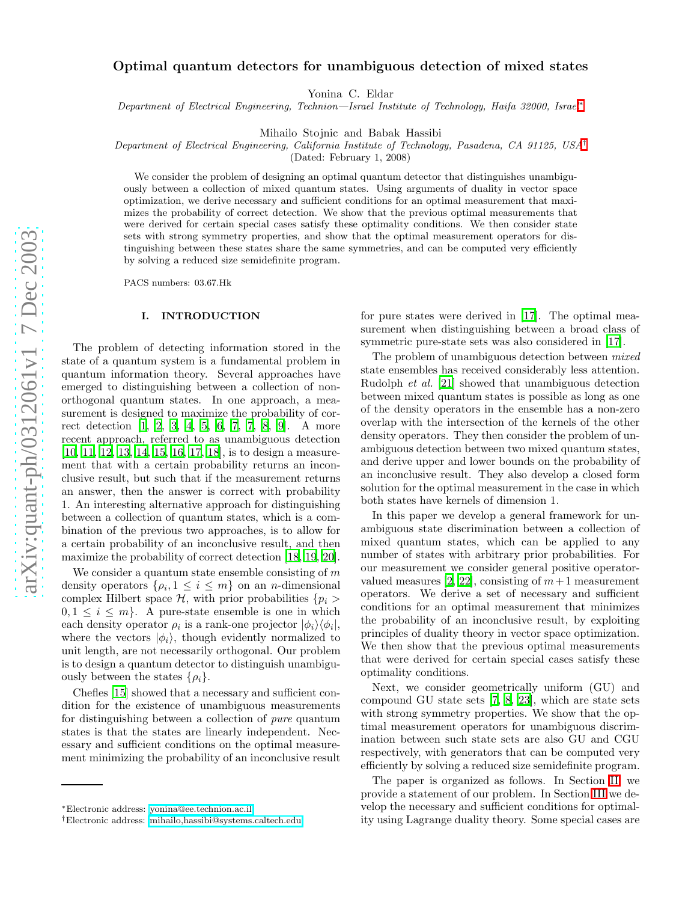# Optimal quantum detectors for unambiguous detection of mixed states

Yonina C. Eldar

*Department of Electrical Engineering, Technion—Israel Institute of Technology, Haifa 32000, Israel*[*]

Mihailo Stojnic and Babak Hassibi

*Department of Electrical Engineering, California Institute of Technology, Pasadena, CA 91125, USA*[†]

(Dated: February 1, 2008)

We consider the problem of designing an optimal quantum detector that distinguishes unambiguously between a collection of mixed quantum states. Using arguments of duality in vector space optimization, we derive necessary and sufficient conditions for an optimal measurement that maximizes the probability of correct detection. We show that the previous optimal measurements that were derived for certain special cases satisfy these optimality conditions. We then consider state sets with strong symmetry properties, and show that the optimal measurement operators for distinguishing between these states share the same symmetries, and can be computed very efficiently by solving a reduced size semidefinite program.

PACS numbers: 03.67.Hk

## I. INTRODUCTION

The problem of detecting information stored in the state of a quantum system is a fundamental problem in quantum information theory. Several approaches have emerged to distinguishing between a collection of non-orthogonal quantum states. In one approach, a measurement is designed to maximize the probability of correct detection [1, 2, 3, 4, 5, 6, 7, 7, 8, 9]. A more recent approach, referred to as unambiguous detection [10, 11, 12, 13, 14, 15, 16, 17, 18], is to design a measurement that with a certain probability returns an inconclusive result, but such that if the measurement returns an answer, then the answer is correct with probability 1. An interesting alternative approach for distinguishing between a collection of quantum states, which is a combination of the previous two approaches, is to allow for a certain probability of an inconclusive result, and then maximize the probability of correct detection [18, 19, 20].

We consider a quantum state ensemble consisting of $m$ density operators $\{\rho_i, 1 \leq i \leq m\}$ on an $n$-dimensional complex Hilbert space $\mathcal{H}$, with prior probabilities $\{p_i > 0, 1 \leq i \leq m\}$. A pure-state ensemble is one in which each density operator $\rho_i$ is a rank-one projector $|\phi_i\rangle\langle\phi_i|$, where the vectors $|\phi_i\rangle$, though evidently normalized to unit length, are not necessarily orthogonal. Our problem is to design a quantum detector to distinguish unambiguously between the states $\{\rho_i\}$.

Chefles [15] showed that a necessary and sufficient condition for the existence of unambiguous measurements for distinguishing between a collection of *pure* quantum states is that the states are linearly independent. Necessary and sufficient conditions on the optimal measurement minimizing the probability of an inconclusive result for pure states were derived in [17]. The optimal measurement when distinguishing between a broad class of symmetric pure-state sets was also considered in [17].

The problem of unambiguous detection between *mixed* state ensembles has received considerably less attention. Rudolph *et al.* [21] showed that unambiguous detection between mixed quantum states is possible as long as one of the density operators in the ensemble has a non-zero overlap with the intersection of the kernels of the other density operators. They then consider the problem of unambiguous detection between two mixed quantum states, and derive upper and lower bounds on the probability of an inconclusive result. They also develop a closed form solution for the optimal measurement in the case in which both states have kernels of dimension 1.

In this paper we develop a general framework for unambiguous state discrimination between a collection of mixed quantum states, which can be applied to any number of states with arbitrary prior probabilities. For our measurement we consider general positive operator-valued measures [2, 22], consisting of $m+1$ measurement operators. We derive a set of necessary and sufficient conditions for an optimal measurement that minimizes the probability of an inconclusive result, by exploiting principles of duality theory in vector space optimization. We then show that the previous optimal measurements that were derived for certain special cases satisfy these optimality conditions.

Next, we consider geometrically uniform (GU) and compound GU state sets [7, 8, 23], which are state sets with strong symmetry properties. We show that the optimal measurement operators for unambiguous discrimination between such state sets are also GU and CGU respectively, with generators that can be computed very efficiently by solving a reduced size semidefinite program.

The paper is organized as follows. In Section II, we provide a statement of our problem. In Section III we develop the necessary and sufficient conditions for optimality using Lagrange duality theory. Some special cases are

[*]Electronic address: yonina@ee.technion.ac.il

[†]Electronic address: mihailo,hassibi@systems.caltech.edu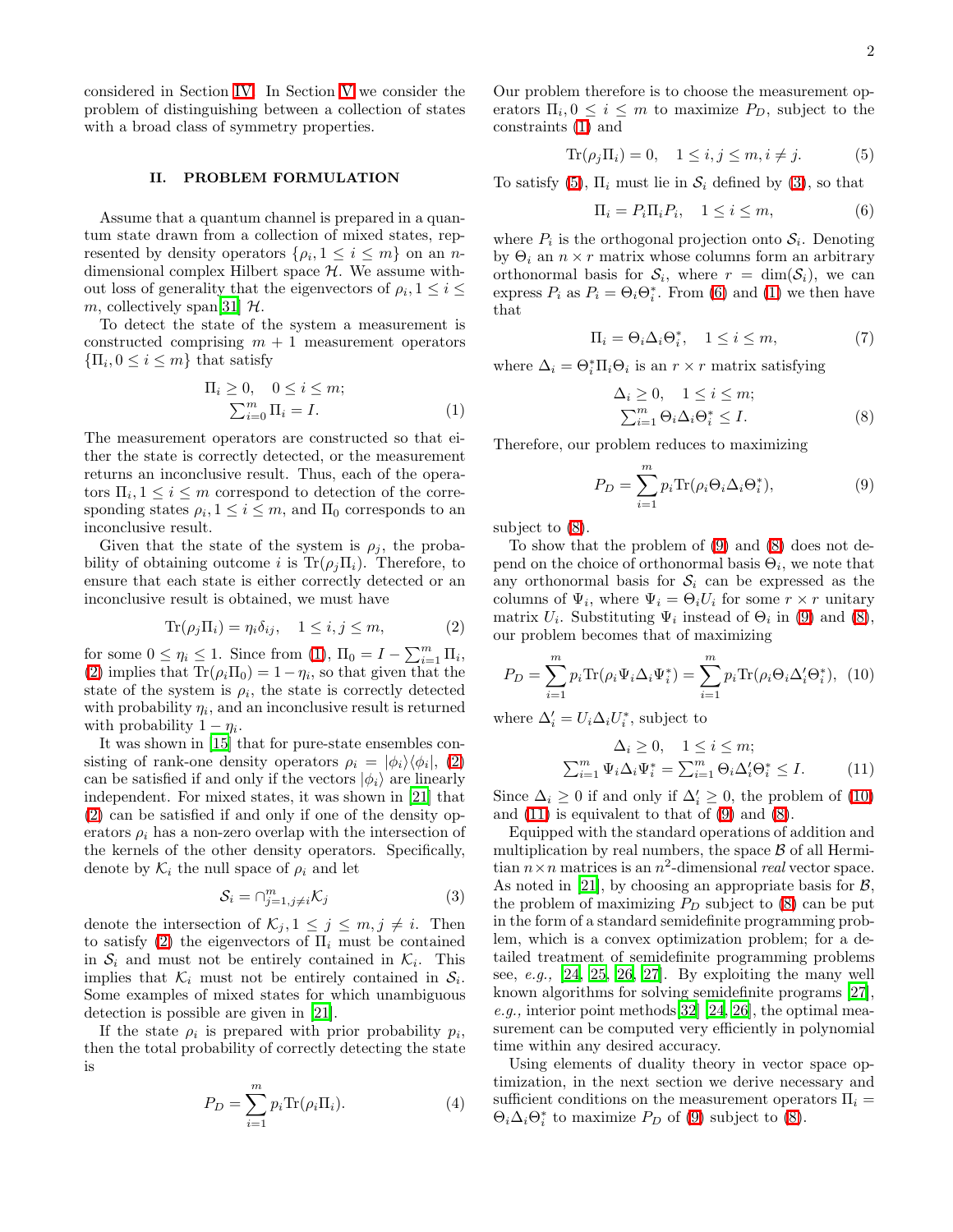considered in Section IV. In Section V we consider the problem of distinguishing between a collection of states with a broad class of symmetry properties.

## II. PROBLEM FORMULATION

Assume that a quantum channel is prepared in a quantum state drawn from a collection of mixed states, represented by density operators $\{\rho_i, 1 \leq i \leq m\}$ on an $n$-dimensional complex Hilbert space $\mathcal{H}$. We assume without loss of generality that the eigenvectors of $\rho_i, 1 \leq i \leq m$, collectively span[31] $\mathcal{H}$.

To detect the state of the system a measurement is constructed comprising $m+1$ measurement operators $\{\Pi_i, 0 \leq i \leq m\}$ that satisfy

$$\begin{array}{c} \Pi_i \geq 0, \quad 0 \leq i \leq m; \\ \sum_{i=0}^m \Pi_i = I. \end{array} \tag{1}$$

The measurement operators are constructed so that either the state is correctly detected, or the measurement returns an inconclusive result. Thus, each of the operators $\Pi_i, 1 \leq i \leq m$ correspond to detection of the corresponding states $\rho_i, 1 \leq i \leq m$, and $\Pi_0$ corresponds to an inconclusive result.

Given that the state of the system is $\rho_j$, the probability of obtaining outcome $i$ is $\mathrm{Tr}(\rho_j \Pi_i)$. Therefore, to ensure that each state is either correctly detected or an inconclusive result is obtained, we must have

$$\mathrm{Tr}(\rho_j \Pi_i) = \eta_i \delta_{ij}, \quad 1 \leq i, j \leq m, \tag{2}$$

for some $0 \leq \eta_i \leq 1$. Since from (1), $\Pi_0 = I - \sum_{i=1}^m \Pi_i$, (2) implies that $\mathrm{Tr}(\rho_i \Pi_0) = 1 - \eta_i$, so that given that the state of the system is $\rho_i$, the state is correctly detected with probability $\eta_i$, and an inconclusive result is returned with probability $1 - \eta_i$.

It was shown in [15] that for pure-state ensembles consisting of rank-one density operators $\rho_i = |\phi_i\rangle\langle\phi_i|$, (2) can be satisfied if and only if the vectors $|\phi_i\rangle$ are linearly independent. For mixed states, it was shown in [21] that (2) can be satisfied if and only if one of the density operators $\rho_i$ has a non-zero overlap with the intersection of the kernels of the other density operators. Specifically, denote by $\mathcal{K}_i$ the null space of $\rho_i$ and let

$$\mathcal{S}_i = \cap_{j=1, j\neq i}^m \mathcal{K}_j \tag{3}$$

denote the intersection of $\mathcal{K}_j, 1 \leq j \leq m, j \neq i$. Then to satisfy (2) the eigenvectors of $\Pi_i$ must be contained in $\mathcal{S}_i$ and must not be entirely contained in $\mathcal{K}_i$. This implies that $\mathcal{K}_i$ must not be entirely contained in $\mathcal{S}_i$. Some examples of mixed states for which unambiguous detection is possible are given in [21].

If the state $\rho_i$ is prepared with prior probability $p_i$, then the total probability of correctly detecting the state is

$$P_D = \sum_{i=1}^m p_i \mathrm{Tr}(\rho_i \Pi_i). \tag{4}$$

Our problem therefore is to choose the measurement operators $\Pi_i, 0 \leq i \leq m$ to maximize $P_D$, subject to the constraints (1) and

$$\mathrm{Tr}(\rho_j \Pi_i) = 0, \quad 1 \leq i, j \leq m, i \neq j. \tag{5}$$

To satisfy (5), $\Pi_i$ must lie in $\mathcal{S}_i$ defined by (3), so that

$$\Pi_i = P_i \Pi_i P_i, \quad 1 \leq i \leq m, \tag{6}$$

where $P_i$ is the orthogonal projection onto $\mathcal{S}_i$. Denoting by $\Theta_i$ an $n \times r$ matrix whose columns form an arbitrary orthonormal basis for $\mathcal{S}_i$, where $r = \dim(\mathcal{S}_i)$, we can express $P_i$ as $P_i = \Theta_i \Theta_i^*$. From (6) and (1) we then have that

$$\Pi_i = \Theta_i \Delta_i \Theta_i^*, \quad 1 \leq i \leq m, \tag{7}$$

where $\Delta_i = \Theta_i^* \Pi_i \Theta_i$ is an $r \times r$ matrix satisfying

$$\begin{array}{c} \Delta_i \geq 0, \quad 1 \leq i \leq m; \\ \sum_{i=1}^m \Theta_i \Delta_i \Theta_i^* \leq I. \end{array} \tag{8}$$

Therefore, our problem reduces to maximizing

$$P_D = \sum_{i=1}^m p_i \mathrm{Tr}(\rho_i \Theta_i \Delta_i \Theta_i^*), \tag{9}$$

subject to (8).

To show that the problem of (9) and (8) does not depend on the choice of orthonormal basis $\Theta_i$, we note that any orthonormal basis for $\mathcal{S}_i$ can be expressed as the columns of $\Psi_i$, where $\Psi_i = \Theta_i U_i$ for some $r \times r$ unitary matrix $U_i$. Substituting $\Psi_i$ instead of $\Theta_i$ in (9) and (8), our problem becomes that of maximizing

$$P_D = \sum_{i=1}^m p_i \mathrm{Tr}(\rho_i \Psi_i \Delta_i \Psi_i^*) = \sum_{i=1}^m p_i \mathrm{Tr}(\rho_i \Theta_i \Delta_i' \Theta_i^*), \tag{10}$$

where $\Delta_i' = U_i \Delta_i U_i^*$, subject to

$$\begin{array}{c} \Delta_i \geq 0, \quad 1 \leq i \leq m; \\ \sum_{i=1}^m \Psi_i \Delta_i \Psi_i^* = \sum_{i=1}^m \Theta_i \Delta_i' \Theta_i^* \leq I. \end{array} \tag{11}$$

Since $\Delta_i \geq 0$ if and only if $\Delta_i' \geq 0$, the problem of (10) and (11) is equivalent to that of (9) and (8).

Equipped with the standard operations of addition and multiplication by real numbers, the space $\mathcal{B}$ of all Hermitian $n \times n$ matrices is an $n^2$-dimensional *real* vector space. As noted in [21], by choosing an appropriate basis for $\mathcal{B}$, the problem of maximizing $P_D$ subject to (8) can be put in the form of a standard semidefinite programming problem, which is a convex optimization problem; for a detailed treatment of semidefinite programming problems see, *e.g.,* [24, 25, 26, 27]. By exploiting the many well known algorithms for solving semidefinite programs [27], *e.g.,* interior point methods[32] [24, 26], the optimal measurement can be computed very efficiently in polynomial time within any desired accuracy.

Using elements of duality theory in vector space optimization, in the next section we derive necessary and sufficient conditions on the measurement operators $\Pi_i = \Theta_i \Delta_i \Theta_i^*$ to maximize $P_D$ of (9) subject to (8).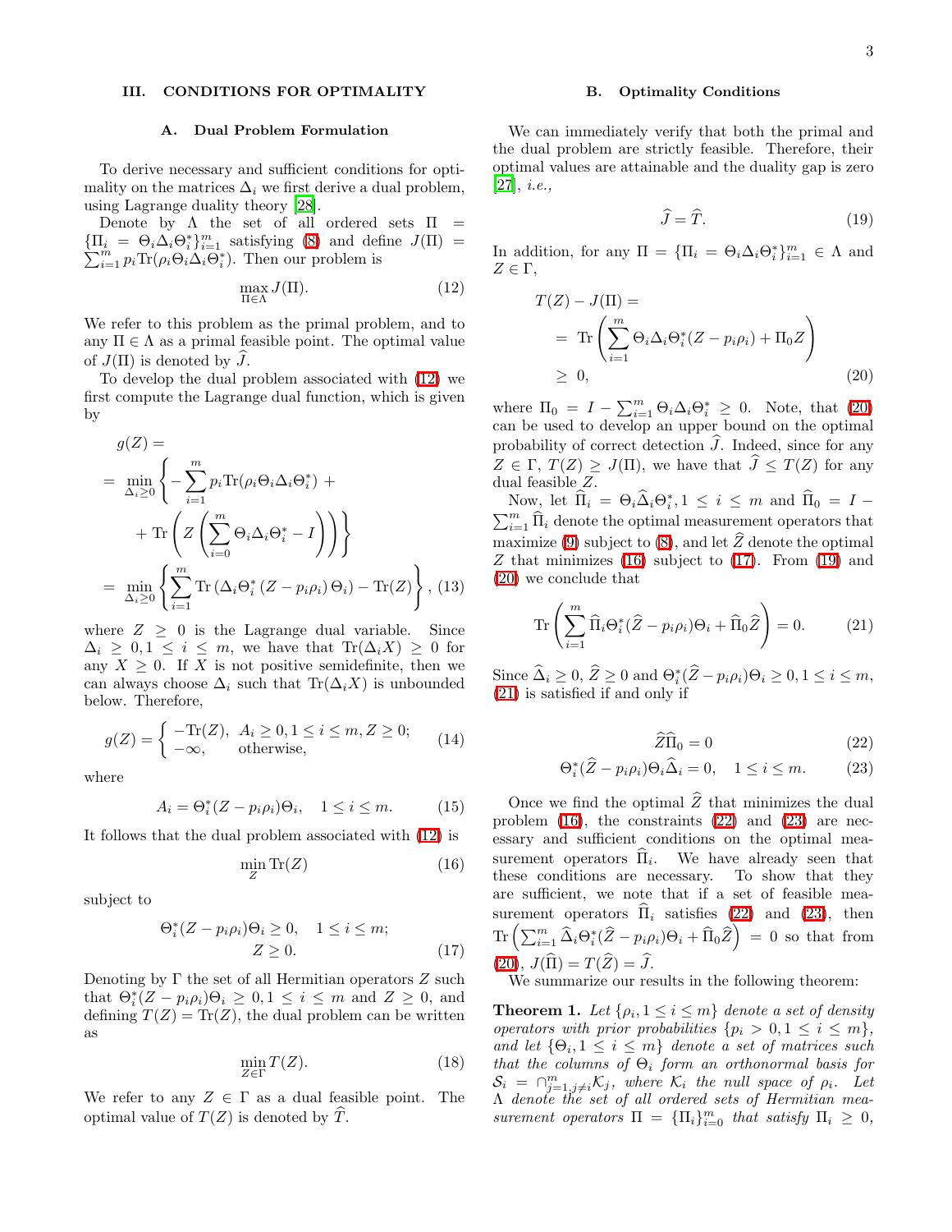## III. CONDITIONS FOR OPTIMALITY

### A. Dual Problem Formulation

To derive necessary and sufficient conditions for optimality on the matrices $\Delta_i$ we first derive a dual problem, using Lagrange duality theory [28].

Denote by $\Lambda$ the set of all ordered sets $\Pi = \{\Pi_i = \Theta_i \Delta_i \Theta_i^*\}_{i=1}^m$ satisfying (8) and define $J(\Pi) = \sum_{i=1}^m p_i \mathrm{Tr}(\rho_i \Theta_i \Delta_i \Theta_i^*)$. Then our problem is

$$\max_{\Pi \in \Lambda} J(\Pi). \tag{12}$$

We refer to this problem as the primal problem, and to any $\Pi \in \Lambda$ as a primal feasible point. The optimal value of $J(\Pi)$ is denoted by $\widehat{J}$.

To develop the dual problem associated with (12) we first compute the Lagrange dual function, which is given by

$$\begin{aligned}
g(Z) &= \\
&= \min_{\Delta_i \geq 0} \left\{ -\sum_{i=1}^m p_i \mathrm{Tr}(\rho_i \Theta_i \Delta_i \Theta_i^*) + \right. \\
&\quad \left. + \mathrm{Tr}\left( Z \left( \sum_{i=0}^m \Theta_i \Delta_i \Theta_i^* - I \right) \right) \right\} \\
&= \min_{\Delta_i \geq 0} \left\{ \sum_{i=1}^m \mathrm{Tr}\left( \Delta_i \Theta_i^* \left( Z - p_i \rho_i \right) \Theta_i \right) - \mathrm{Tr}(Z) \right\}, \quad (13)
\end{aligned}$$

where $Z \geq 0$ is the Lagrange dual variable. Since $\Delta_i \geq 0, 1 \leq i \leq m$, we have that $\mathrm{Tr}(\Delta_i X) \geq 0$ for any $X \geq 0$. If $X$ is not positive semidefinite, then we can always choose $\Delta_i$ such that $\mathrm{Tr}(\Delta_i X)$ is unbounded below. Therefore,

$$g(Z) = \begin{cases} -\mathrm{Tr}(Z), & A_i \geq 0, 1 \leq i \leq m, Z \geq 0; \\ -\infty, & \text{otherwise,} \end{cases} \tag{14}$$

where

$$A_i = \Theta_i^*(Z - p_i \rho_i)\Theta_i, \quad 1 \leq i \leq m. \tag{15}$$

It follows that the dual problem associated with (12) is

$$\min_Z \mathrm{Tr}(Z) \tag{16}$$

subject to

$$\begin{aligned}
\Theta_i^*(Z - p_i \rho_i)\Theta_i &\geq 0, \quad 1 \leq i \leq m; \\
Z &\geq 0.
\end{aligned} \tag{17}$$

Denoting by $\Gamma$ the set of all Hermitian operators $Z$ such that $\Theta_i^*(Z - p_i \rho_i)\Theta_i \geq 0, 1 \leq i \leq m$ and $Z \geq 0$, and defining $T(Z) = \mathrm{Tr}(Z)$, the dual problem can be written as

$$\min_{Z \in \Gamma} T(Z). \tag{18}$$

We refer to any $Z \in \Gamma$ as a dual feasible point. The optimal value of $T(Z)$ is denoted by $\widehat{T}$.

### B. Optimality Conditions

We can immediately verify that both the primal and the dual problem are strictly feasible. Therefore, their optimal values are attainable and the duality gap is zero [27], *i.e.*,

$$\widehat{J} = \widehat{T}. \tag{19}$$

In addition, for any $\Pi = \{\Pi_i = \Theta_i \Delta_i \Theta_i^*\}_{i=1}^m \in \Lambda$ and $Z \in \Gamma$,

$$\begin{aligned}
T(Z) - J(\Pi) &= \\
&= \mathrm{Tr}\left( \sum_{i=1}^m \Theta_i \Delta_i \Theta_i^* (Z - p_i \rho_i) + \Pi_0 Z \right) \\
&\geq 0,
\end{aligned} \tag{20}$$

where $\Pi_0 = I - \sum_{i=1}^m \Theta_i \Delta_i \Theta_i^* \geq 0$. Note, that (20) can be used to develop an upper bound on the optimal probability of correct detection $\widehat{J}$. Indeed, since for any $Z \in \Gamma$, $T(Z) \geq J(\Pi)$, we have that $\widehat{J} \leq T(Z)$ for any dual feasible $Z$.

Now, let $\widehat{\Pi}_i = \Theta_i \widehat{\Delta}_i \Theta_i^*, 1 \leq i \leq m$ and $\widehat{\Pi}_0 = I - \sum_{i=1}^m \widehat{\Pi}_i$ denote the optimal measurement operators that maximize (9) subject to (8), and let $\widehat{Z}$ denote the optimal $Z$ that minimizes (16) subject to (17). From (19) and (20) we conclude that

$$\mathrm{Tr}\left( \sum_{i=1}^m \widehat{\Pi}_i \Theta_i^* (\widehat{Z} - p_i \rho_i)\Theta_i + \widehat{\Pi}_0 \widehat{Z} \right) = 0. \tag{21}$$

Since $\widehat{\Delta}_i \geq 0$, $\widehat{Z} \geq 0$ and $\Theta_i^*(\widehat{Z} - p_i \rho_i)\Theta_i \geq 0, 1 \leq i \leq m$, (21) is satisfied if and only if

$$\widehat{Z}\widehat{\Pi}_0 = 0 \tag{22}$$

$$\Theta_i^*(\widehat{Z} - p_i \rho_i)\Theta_i \widehat{\Delta}_i = 0, \quad 1 \leq i \leq m. \tag{23}$$

Once we find the optimal $\widehat{Z}$ that minimizes the dual problem (16), the constraints (22) and (23) are necessary and sufficient conditions on the optimal measurement operators $\widehat{\Pi}_i$. We have already seen that these conditions are necessary. To show that they are sufficient, we note that if a set of feasible measurement operators $\widehat{\Pi}_i$ satisfies (22) and (23), then $\mathrm{Tr}\left( \sum_{i=1}^m \widehat{\Delta}_i \Theta_i^* (\widehat{Z} - p_i \rho_i)\Theta_i + \widehat{\Pi}_0 \widehat{Z} \right) = 0$ so that from (20), $J(\widehat{\Pi}) = T(\widehat{Z}) = \widehat{J}$.

We summarize our results in the following theorem:

**Theorem 1.** *Let $\{\rho_i, 1 \leq i \leq m\}$ denote a set of density operators with prior probabilities $\{p_i > 0, 1 \leq i \leq m\}$, and let $\{\Theta_i, 1 \leq i \leq m\}$ denote a set of matrices such that the columns of $\Theta_i$ form an orthonormal basis for $\mathcal{S}_i = \cap_{j=1, j \neq i}^m \mathcal{K}_j$, where $\mathcal{K}_i$ the null space of $\rho_i$. Let $\Lambda$ denote the set of all ordered sets of Hermitian measurement operators $\Pi = \{\Pi_i\}_{i=0}^m$ that satisfy $\Pi_i \geq 0$,*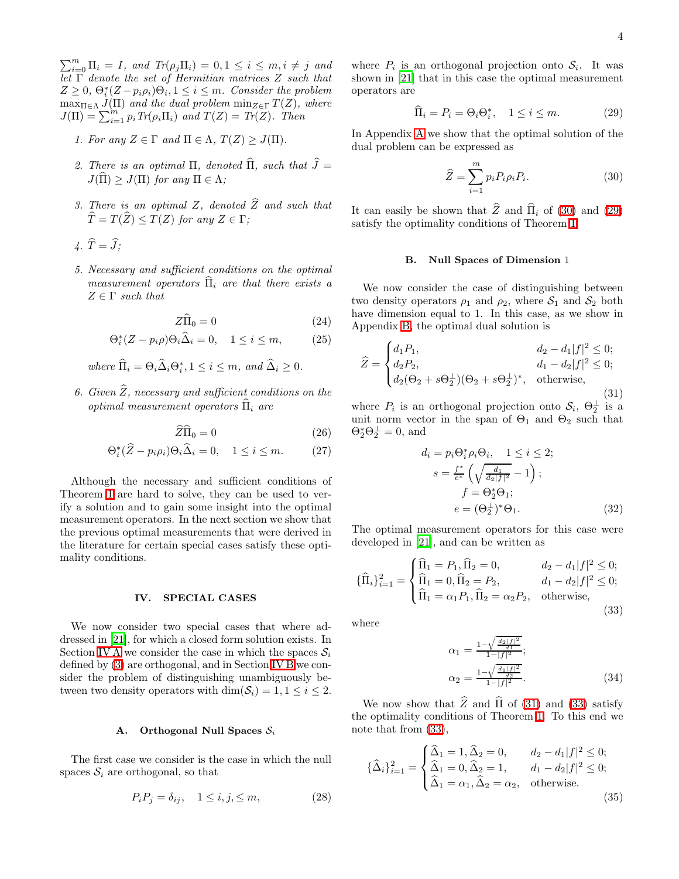$\sum_{i=0}^{m} \Pi_i = I$, *and* $Tr(\rho_j \Pi_i) = 0, 1 \leq i \leq m, i \neq j$ *and let* $\Gamma$ *denote the set of Hermitian matrices* $Z$ *such that* $Z \geq 0$, $\Theta_i^*(Z - p_i\rho_i)\Theta_i, 1 \leq i \leq m$. *Consider the problem* $\max_{\Pi \in \Lambda} J(\Pi)$ *and the dual problem* $\min_{Z \in \Gamma} T(Z)$, *where* $J(\Pi) = \sum_{i=1}^{m} p_i Tr(\rho_i \Pi_i)$ *and* $T(Z) = Tr(Z)$. *Then*

1. *For any* $Z \in \Gamma$ *and* $\Pi \in \Lambda$, $T(Z) \geq J(\Pi)$.

2. *There is an optimal* $\Pi$, *denoted* $\widehat{\Pi}$, *such that* $\widehat{J} = J(\widehat{\Pi}) \geq J(\Pi)$ *for any* $\Pi \in \Lambda$;

3. *There is an optimal* $Z$, *denoted* $\widehat{Z}$ *and such that* $\widehat{T} = T(\widehat{Z}) \leq T(Z)$ *for any* $Z \in \Gamma$;

4. $\widehat{T} = \widehat{J}$;

5. *Necessary and sufficient conditions on the optimal measurement operators* $\widehat{\Pi}_i$ *are that there exists a* $Z \in \Gamma$ *such that*

$$Z\widehat{\Pi}_0 = 0 \tag{24}$$

$$\Theta_i^*(Z - p_i\rho)\Theta_i\widehat{\Delta}_i = 0, \quad 1 \leq i \leq m, \tag{25}$$

*where* $\widehat{\Pi}_i = \Theta_i\widehat{\Delta}_i\Theta_i^*, 1 \leq i \leq m$, *and* $\widehat{\Delta}_i \geq 0$.

6. *Given* $\widehat{Z}$, *necessary and sufficient conditions on the optimal measurement operators* $\widehat{\Pi}_i$ *are*

$$\widehat{Z}\widehat{\Pi}_0 = 0 \tag{26}$$

$$\Theta_i^*(\widehat{Z} - p_i\rho_i)\Theta_i\widehat{\Delta}_i = 0, \quad 1 \leq i \leq m. \tag{27}$$

Although the necessary and sufficient conditions of Theorem 1 are hard to solve, they can be used to verify a solution and to gain some insight into the optimal measurement operators. In the next section we show that the previous optimal measurements that were derived in the literature for certain special cases satisfy these optimality conditions.

## IV. SPECIAL CASES

We now consider two special cases that where addressed in [21], for which a closed form solution exists. In Section IV A we consider the case in which the spaces $\mathcal{S}_i$ defined by (3) are orthogonal, and in Section IV B we consider the problem of distinguishing unambiguously between two density operators with $\dim(\mathcal{S}_i) = 1, 1 \leq i \leq 2$.

### A. Orthogonal Null Spaces $\mathcal{S}_i$

The first case we consider is the case in which the null spaces $\mathcal{S}_i$ are orthogonal, so that

$$P_i P_j = \delta_{ij}, \quad 1 \leq i, j, \leq m, \tag{28}$$

where $P_i$ is an orthogonal projection onto $\mathcal{S}_i$. It was shown in [21] that in this case the optimal measurement operators are

$$\widehat{\Pi}_i = P_i = \Theta_i\Theta_i^*, \quad 1 \leq i \leq m. \tag{29}$$

In Appendix A we show that the optimal solution of the dual problem can be expressed as

$$\widehat{Z} = \sum_{i=1}^{m} p_i P_i \rho_i P_i. \tag{30}$$

It can easily be shown that $\widehat{Z}$ and $\widehat{\Pi}_i$ of (30) and (29) satisfy the optimality conditions of Theorem 1.

### B. Null Spaces of Dimension 1

We now consider the case of distinguishing between two density operators $\rho_1$ and $\rho_2$, where $\mathcal{S}_1$ and $\mathcal{S}_2$ both have dimension equal to 1. In this case, as we show in Appendix B, the optimal dual solution is

$$\widehat{Z} = \begin{cases} d_1 P_1, & d_2 - d_1|f|^2 \leq 0; \\ d_2 P_2, & d_1 - d_2|f|^2 \leq 0; \\ d_2(\Theta_2 + s\Theta_2^\perp)(\Theta_2 + s\Theta_2^\perp)^*, & \text{otherwise}, \end{cases} \tag{31}$$

where $P_i$ is an orthogonal projection onto $\mathcal{S}_i$, $\Theta_2^\perp$ is a unit norm vector in the span of $\Theta_1$ and $\Theta_2$ such that $\Theta_2^*\Theta_2^\perp = 0$, and

$$\begin{aligned} d_i &= p_i\Theta_i^*\rho_i\Theta_i, \quad 1 \leq i \leq 2; \\ s &= \tfrac{f^*}{e^*}\left(\sqrt{\tfrac{d_1}{d_2|f|^2}} - 1\right); \\ f &= \Theta_2^*\Theta_1; \\ e &= (\Theta_2^\perp)^*\Theta_1. \end{aligned} \tag{32}$$

The optimal measurement operators for this case were developed in [21], and can be written as

$$\{\widehat{\Pi}_i\}_{i=1}^2 = \begin{cases} \widehat{\Pi}_1 = P_1, \widehat{\Pi}_2 = 0, & d_2 - d_1|f|^2 \leq 0; \\ \widehat{\Pi}_1 = 0, \widehat{\Pi}_2 = P_2, & d_1 - d_2|f|^2 \leq 0; \\ \widehat{\Pi}_1 = \alpha_1 P_1, \widehat{\Pi}_2 = \alpha_2 P_2, & \text{otherwise}, \end{cases} \tag{33}$$

where

$$\begin{aligned} \alpha_1 &= \tfrac{1 - \sqrt{\frac{d_2|f|^2}{d_1}}}{1 - |f|^2}; \\ \alpha_2 &= \tfrac{1 - \sqrt{\frac{d_1|f|^2}{d_2}}}{1 - |f|^2}. \end{aligned} \tag{34}$$

We now show that $\widehat{Z}$ and $\widehat{\Pi}$ of (31) and (33) satisfy the optimality conditions of Theorem 1. To this end we note that from (33),

$$\{\widehat{\Delta}_i\}_{i=1}^2 = \begin{cases} \widehat{\Delta}_1 = 1, \widehat{\Delta}_2 = 0, & d_2 - d_1|f|^2 \leq 0; \\ \widehat{\Delta}_1 = 0, \widehat{\Delta}_2 = 1, & d_1 - d_2|f|^2 \leq 0; \\ \widehat{\Delta}_1 = \alpha_1, \widehat{\Delta}_2 = \alpha_2, & \text{otherwise}. \end{cases} \tag{35}$$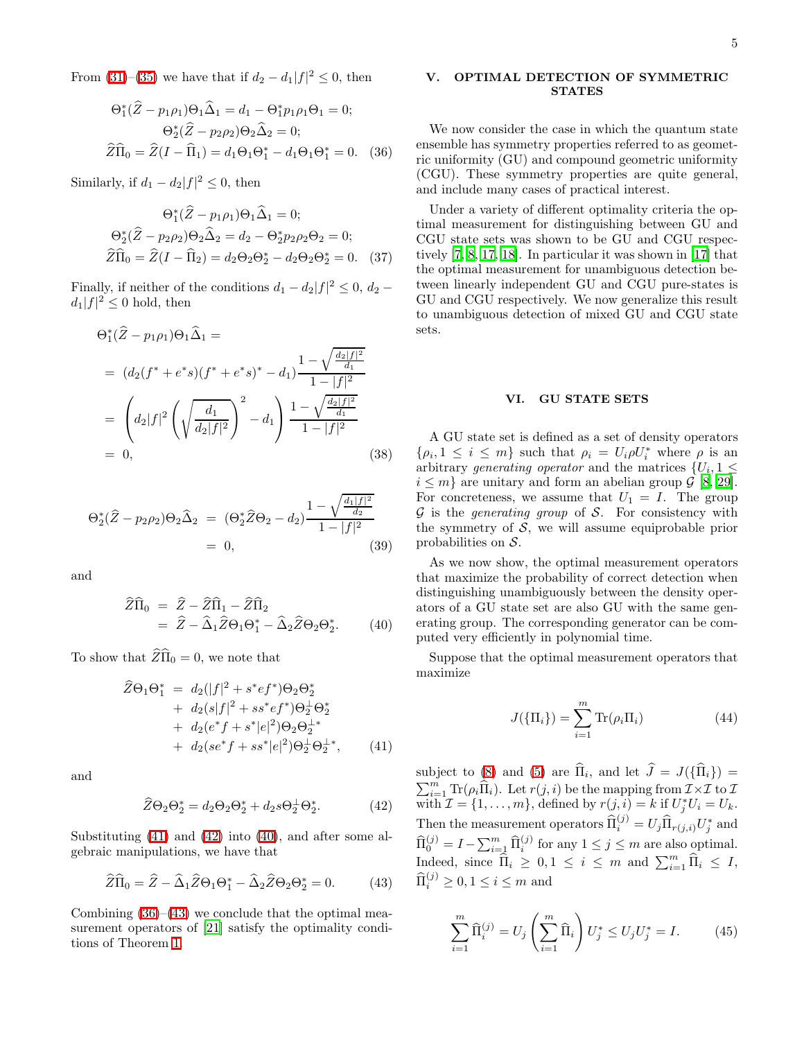From (31)–(35) we have that if $d_2 - d_1|f|^2 \leq 0$, then

$$
\begin{aligned}
\Theta_1^*(\widehat{Z} - p_1\rho_1)\Theta_1\widehat{\Delta}_1 &= d_1 - \Theta_1^* p_1\rho_1\Theta_1 = 0; \\
\Theta_2^*(\widehat{Z} - p_2\rho_2)\Theta_2\widehat{\Delta}_2 &= 0; \\
\widehat{Z}\widehat{\Pi}_0 = \widehat{Z}(I - \widehat{\Pi}_1) &= d_1\Theta_1\Theta_1^* - d_1\Theta_1\Theta_1^* = 0. \quad (36)
\end{aligned}
$$

Similarly, if $d_1 - d_2|f|^2 \leq 0$, then

$$
\begin{aligned}
\Theta_1^*(\widehat{Z} - p_1\rho_1)\Theta_1\widehat{\Delta}_1 &= 0; \\
\Theta_2^*(\widehat{Z} - p_2\rho_2)\Theta_2\widehat{\Delta}_2 &= d_2 - \Theta_2^* p_2\rho_2\Theta_2 = 0; \\
\widehat{Z}\widehat{\Pi}_0 = \widehat{Z}(I - \widehat{\Pi}_2) &= d_2\Theta_2\Theta_2^* - d_2\Theta_2\Theta_2^* = 0. \quad (37)
\end{aligned}
$$

Finally, if neither of the conditions $d_1 - d_2|f|^2 \leq 0$, $d_2 - d_1|f|^2 \leq 0$ hold, then

$$
\begin{aligned}
&\Theta_1^*(\widehat{Z} - p_1\rho_1)\Theta_1\widehat{\Delta}_1 = \\
&= (d_2(f^* + e^*s)(f^* + e^*s)^* - d_1)\frac{1 - \sqrt{\frac{d_2|f|^2}{d_1}}}{1 - |f|^2} \\
&= \left(d_2|f|^2\left(\sqrt{\frac{d_1}{d_2|f|^2}}\right)^2 - d_1\right)\frac{1 - \sqrt{\frac{d_2|f|^2}{d_1}}}{1 - |f|^2} \\
&= 0, \qquad (38)
\end{aligned}
$$

$$
\begin{aligned}
\Theta_2^*(\widehat{Z} - p_2\rho_2)\Theta_2\widehat{\Delta}_2 &= (\Theta_2^*\widehat{Z}\Theta_2 - d_2)\frac{1 - \sqrt{\frac{d_1|f|^2}{d_2}}}{1 - |f|^2} \\
&= 0, \qquad (39)
\end{aligned}
$$

and

$$
\begin{aligned}
\widehat{Z}\widehat{\Pi}_0 &= \widehat{Z} - \widehat{Z}\widehat{\Pi}_1 - \widehat{Z}\widehat{\Pi}_2 \\
&= \widehat{Z} - \widehat{\Delta}_1\widehat{Z}\Theta_1\Theta_1^* - \widehat{\Delta}_2\widehat{Z}\Theta_2\Theta_2^*. \qquad (40)
\end{aligned}
$$

To show that $\widehat{Z}\widehat{\Pi}_0 = 0$, we note that

$$
\begin{aligned}
\widehat{Z}\Theta_1\Theta_1^* &= d_2(|f|^2 + s^*ef^*)\Theta_2\Theta_2^* \\
&+ d_2(s|f|^2 + ss^*ef^*)\Theta_2^{\perp}\Theta_2^* \\
&+ d_2(e^*f + s^*|e|^2)\Theta_2\Theta_2^{\perp *} \\
&+ d_2(se^*f + ss^*|e|^2)\Theta_2^{\perp}\Theta_2^{\perp *}, \qquad (41)
\end{aligned}
$$

and

$$
\widehat{Z}\Theta_2\Theta_2^* = d_2\Theta_2\Theta_2^* + d_2 s\Theta_2^{\perp}\Theta_2^*. \qquad (42)
$$

Substituting (41) and (42) into (40), and after some algebraic manipulations, we have that

$$
\widehat{Z}\widehat{\Pi}_0 = \widehat{Z} - \widehat{\Delta}_1\widehat{Z}\Theta_1\Theta_1^* - \widehat{\Delta}_2\widehat{Z}\Theta_2\Theta_2^* = 0. \qquad (43)
$$

Combining (36)–(43) we conclude that the optimal measurement operators of [21] satisfy the optimality conditions of Theorem 1.

## V. OPTIMAL DETECTION OF SYMMETRIC STATES

We now consider the case in which the quantum state ensemble has symmetry properties referred to as geometric uniformity (GU) and compound geometric uniformity (CGU). These symmetry properties are quite general, and include many cases of practical interest.

Under a variety of different optimality criteria the optimal measurement for distinguishing between GU and CGU state sets was shown to be GU and CGU respectively [7, 8, 17, 18]. In particular it was shown in [17] that the optimal measurement for unambiguous detection between linearly independent GU and CGU pure-states is GU and CGU respectively. We now generalize this result to unambiguous detection of mixed GU and CGU state sets.

## VI. GU STATE SETS

A GU state set is defined as a set of density operators $\{\rho_i, 1 \leq i \leq m\}$ such that $\rho_i = U_i\rho U_i^*$ where $\rho$ is an arbitrary *generating operator* and the matrices $\{U_i, 1 \leq i \leq m\}$ are unitary and form an abelian group $\mathcal{G}$ [8, 29]. For concreteness, we assume that $U_1 = I$. The group $\mathcal{G}$ is the *generating group* of $\mathcal{S}$. For consistency with the symmetry of $\mathcal{S}$, we will assume equiprobable prior probabilities on $\mathcal{S}$.

As we now show, the optimal measurement operators that maximize the probability of correct detection when distinguishing unambiguously between the density operators of a GU state set are also GU with the same generating group. The corresponding generator can be computed very efficiently in polynomial time.

Suppose that the optimal measurement operators that maximize

$$
J(\{\Pi_i\}) = \sum_{i=1}^{m} \mathrm{Tr}(\rho_i\Pi_i) \qquad (44)
$$

subject to (8) and (5) are $\widehat{\Pi}_i$, and let $\widehat{J} = J(\{\widehat{\Pi}_i\}) = \sum_{i=1}^{m} \mathrm{Tr}(\rho_i\widehat{\Pi}_i)$. Let $r(j,i)$ be the mapping from $\mathcal{I}\times\mathcal{I}$ to $\mathcal{I}$ with $\mathcal{I} = \{1, \ldots, m\}$, defined by $r(j,i) = k$ if $U_j^* U_i = U_k$. Then the measurement operators $\widehat{\Pi}_i^{(j)} = U_j\widehat{\Pi}_{r(j,i)}U_j^*$ and $\widehat{\Pi}_0^{(j)} = I - \sum_{i=1}^{m}\widehat{\Pi}_i^{(j)}$ for any $1 \leq j \leq m$ are also optimal. Indeed, since $\widehat{\Pi}_i \geq 0, 1 \leq i \leq m$ and $\sum_{i=1}^{m}\widehat{\Pi}_i \leq I$, $\widehat{\Pi}_i^{(j)} \geq 0, 1 \leq i \leq m$ and

$$
\sum_{i=1}^{m}\widehat{\Pi}_i^{(j)} = U_j\left(\sum_{i=1}^{m}\widehat{\Pi}_i\right)U_j^* \leq U_jU_j^* = I. \qquad (45)
$$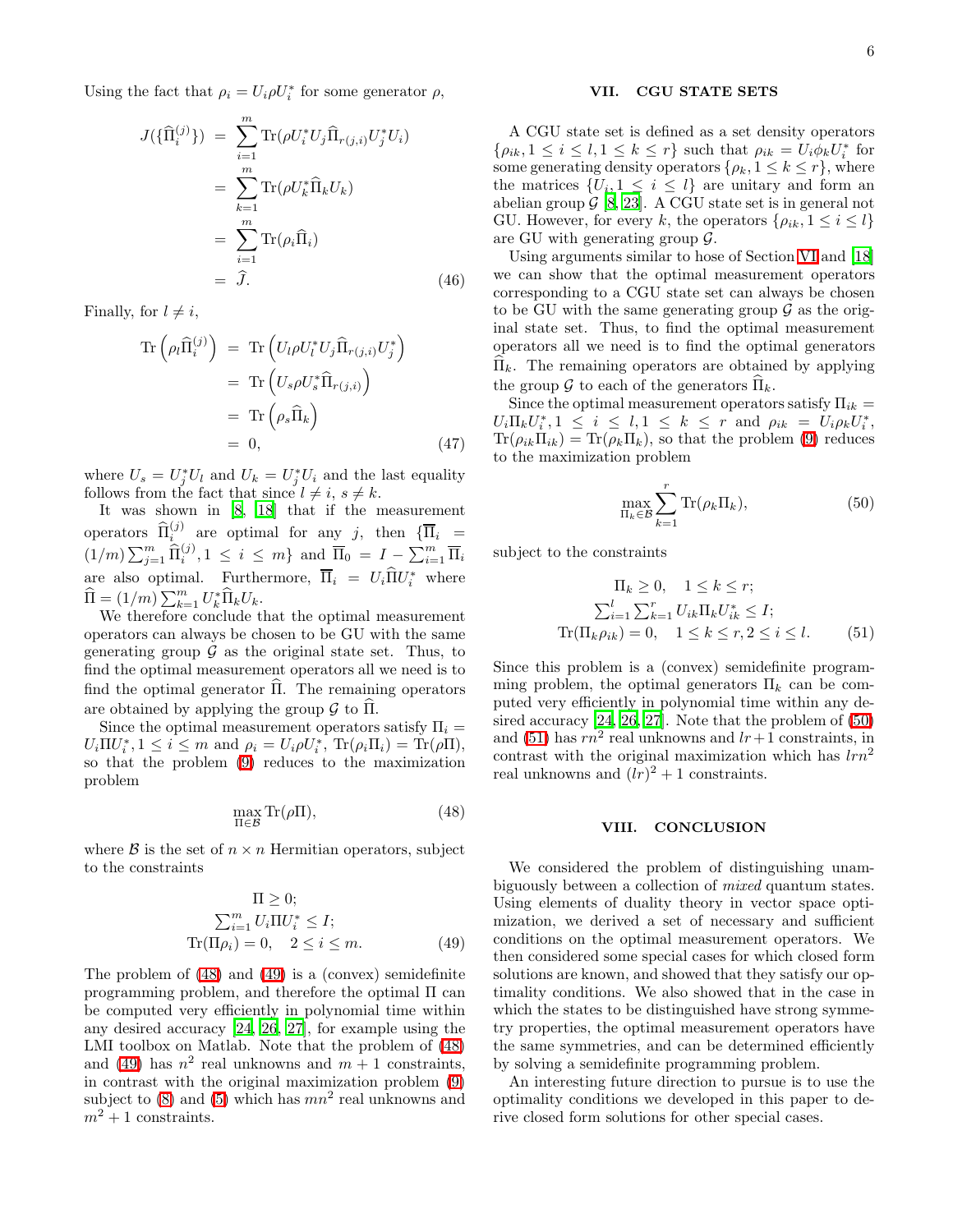Using the fact that $\rho_i = U_i \rho U_i^*$ for some generator $\rho$,

$$
\begin{aligned}
J(\{\widehat{\Pi}_i^{(j)}\}) &= \sum_{i=1}^{m} \mathrm{Tr}(\rho U_i^* U_j \widehat{\Pi}_{r(j,i)} U_j^* U_i) \\
&= \sum_{k=1}^{m} \mathrm{Tr}(\rho U_k^* \widehat{\Pi}_k U_k) \\
&= \sum_{i=1}^{m} \mathrm{Tr}(\rho_i \widehat{\Pi}_i) \\
&= \widehat{J}.
\end{aligned} \tag{46}
$$

Finally, for $l \neq i$,

$$
\begin{aligned}
\mathrm{Tr}\left(\rho_l \widehat{\Pi}_i^{(j)}\right) &= \mathrm{Tr}\left(U_l \rho U_l^* U_j \widehat{\Pi}_{r(j,i)} U_j^*\right) \\
&= \mathrm{Tr}\left(U_s \rho U_s^* \widehat{\Pi}_{r(j,i)}\right) \\
&= \mathrm{Tr}\left(\rho_s \widehat{\Pi}_k\right) \\
&= 0,
\end{aligned} \tag{47}
$$

where $U_s = U_j^* U_l$ and $U_k = U_j^* U_i$ and the last equality follows from the fact that since $l \neq i$, $s \neq k$.

It was shown in [8], [18] that if the measurement operators $\widehat{\Pi}_i^{(j)}$ are optimal for any $j$, then $\{\overline{\Pi}_i = (1/m)\sum_{j=1}^m \widehat{\Pi}_i^{(j)}, 1 \leq i \leq m\}$ and $\overline{\Pi}_0 = I - \sum_{i=1}^m \overline{\Pi}_i$ are also optimal. Furthermore, $\overline{\Pi}_i = U_i \widehat{\Pi} U_i^*$ where $\widehat{\Pi} = (1/m)\sum_{k=1}^m U_k^* \widehat{\Pi}_k U_k$.

We therefore conclude that the optimal measurement operators can always be chosen to be GU with the same generating group $\mathcal{G}$ as the original state set. Thus, to find the optimal measurement operators all we need is to find the optimal generator $\widehat{\Pi}$. The remaining operators are obtained by applying the group $\mathcal{G}$ to $\widehat{\Pi}$.

Since the optimal measurement operators satisfy $\Pi_i = U_i \Pi U_i^*, 1 \leq i \leq m$ and $\rho_i = U_i \rho U_i^*$, $\mathrm{Tr}(\rho_i \Pi_i) = \mathrm{Tr}(\rho \Pi)$, so that the problem (9) reduces to the maximization problem

$$
\max_{\Pi \in \mathcal{B}} \mathrm{Tr}(\rho \Pi), \tag{48}
$$

where $\mathcal{B}$ is the set of $n \times n$ Hermitian operators, subject to the constraints

$$
\begin{gathered}
\Pi \geq 0; \\
\textstyle\sum_{i=1}^m U_i \Pi U_i^* \leq I; \\
\mathrm{Tr}(\Pi \rho_i) = 0, \quad 2 \leq i \leq m.
\end{gathered} \tag{49}
$$

The problem of (48) and (49) is a (convex) semidefinite programming problem, and therefore the optimal $\Pi$ can be computed very efficiently in polynomial time within any desired accuracy [24, 26, 27], for example using the LMI toolbox on Matlab. Note that the problem of (48) and (49) has $n^2$ real unknowns and $m+1$ constraints, in contrast with the original maximization problem (9) subject to (8) and (5) which has $mn^2$ real unknowns and $m^2+1$ constraints.

## VII. CGU STATE SETS

A CGU state set is defined as a set density operators $\{\rho_{ik}, 1 \leq i \leq l, 1 \leq k \leq r\}$ such that $\rho_{ik} = U_i \phi_k U_i^*$ for some generating density operators $\{\rho_k, 1 \leq k \leq r\}$, where the matrices $\{U_i, 1 \leq i \leq l\}$ are unitary and form an abelian group $\mathcal{G}$ [8, 23]. A CGU state set is in general not GU. However, for every $k$, the operators $\{\rho_{ik}, 1 \leq i \leq l\}$ are GU with generating group $\mathcal{G}$.

Using arguments similar to hose of Section VI and [18] we can show that the optimal measurement operators corresponding to a CGU state set can always be chosen to be GU with the same generating group $\mathcal{G}$ as the original state set. Thus, to find the optimal measurement operators all we need is to find the optimal generators $\widehat{\Pi}_k$. The remaining operators are obtained by applying the group $\mathcal{G}$ to each of the generators $\widehat{\Pi}_k$.

Since the optimal measurement operators satisfy $\Pi_{ik} = U_i \Pi_k U_i^*, 1 \leq i \leq l, 1 \leq k \leq r$ and $\rho_{ik} = U_i \rho_k U_i^*$, $\mathrm{Tr}(\rho_{ik}\Pi_{ik}) = \mathrm{Tr}(\rho_k \Pi_k)$, so that the problem (9) reduces to the maximization problem

$$
\max_{\Pi_k \in \mathcal{B}} \sum_{k=1}^{r} \mathrm{Tr}(\rho_k \Pi_k), \tag{50}
$$

subject to the constraints

$$
\begin{gathered}
\Pi_k \geq 0, \quad 1 \leq k \leq r; \\
\textstyle\sum_{i=1}^l \sum_{k=1}^r U_{ik} \Pi_k U_{ik}^* \leq I; \\
\mathrm{Tr}(\Pi_k \rho_{ik}) = 0, \quad 1 \leq k \leq r, 2 \leq i \leq l.
\end{gathered} \tag{51}
$$

Since this problem is a (convex) semidefinite programming problem, the optimal generators $\Pi_k$ can be computed very efficiently in polynomial time within any desired accuracy [24, 26, 27]. Note that the problem of (50) and (51) has $rn^2$ real unknowns and $lr+1$ constraints, in contrast with the original maximization which has $lrn^2$ real unknowns and $(lr)^2+1$ constraints.

## VIII. CONCLUSION

We considered the problem of distinguishing unambiguously between a collection of *mixed* quantum states. Using elements of duality theory in vector space optimization, we derived a set of necessary and sufficient conditions on the optimal measurement operators. We then considered some special cases for which closed form solutions are known, and showed that they satisfy our optimality conditions. We also showed that in the case in which the states to be distinguished have strong symmetry properties, the optimal measurement operators have the same symmetries, and can be determined efficiently by solving a semidefinite programming problem.

An interesting future direction to pursue is to use the optimality conditions we developed in this paper to derive closed form solutions for other special cases.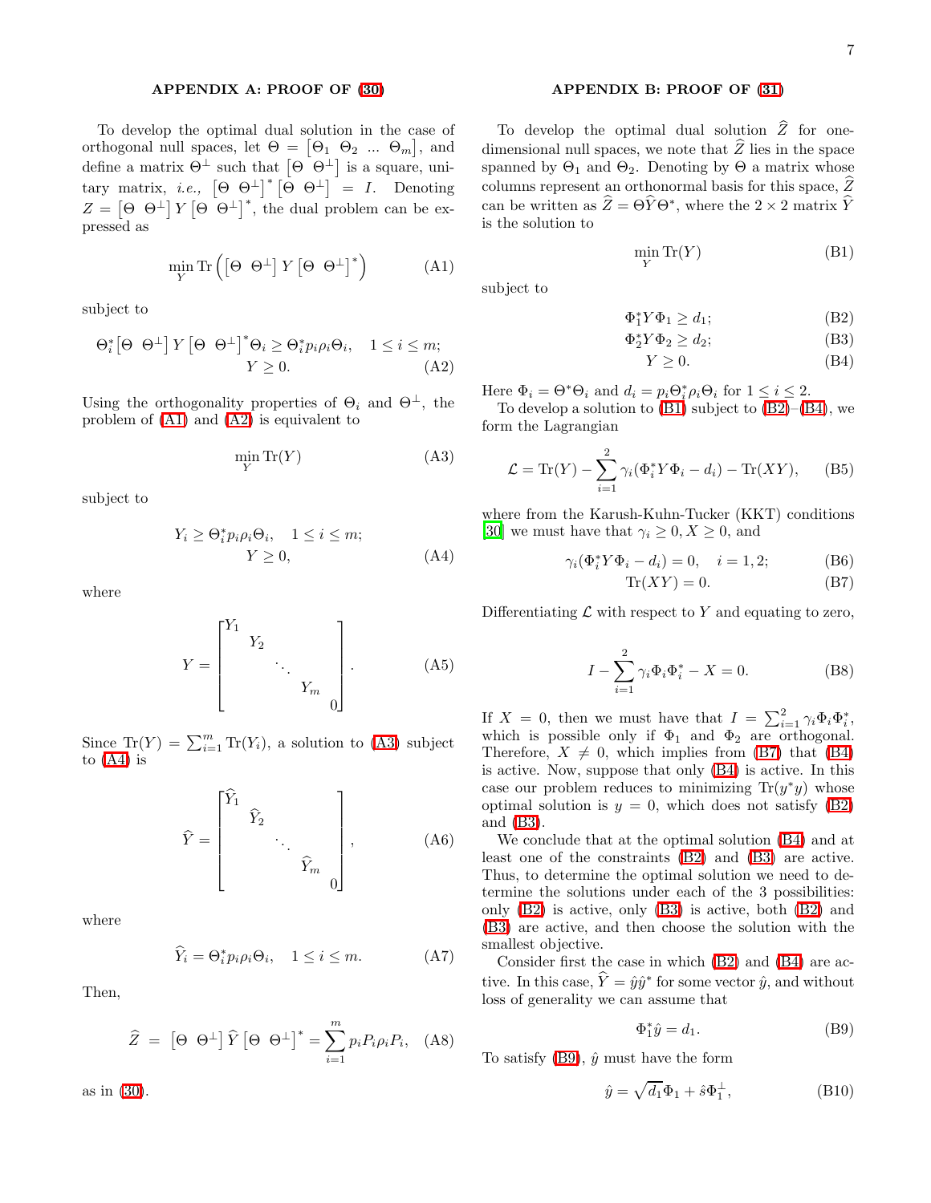## APPENDIX A: PROOF OF (30)

To develop the optimal dual solution in the case of orthogonal null spaces, let $\Theta = \begin{bmatrix}\Theta_1 & \Theta_2 & \ldots & \Theta_m\end{bmatrix}$, and define a matrix $\Theta^{\perp}$ such that $\begin{bmatrix}\Theta & \Theta^{\perp}\end{bmatrix}$ is a square, unitary matrix, *i.e.,* $\begin{bmatrix}\Theta & \Theta^{\perp}\end{bmatrix}^* \begin{bmatrix}\Theta & \Theta^{\perp}\end{bmatrix} = I$. Denoting $Z = \begin{bmatrix}\Theta & \Theta^{\perp}\end{bmatrix} Y \begin{bmatrix}\Theta & \Theta^{\perp}\end{bmatrix}^*$, the dual problem can be expressed as

$$\min_Y \operatorname{Tr}\left(\begin{bmatrix}\Theta & \Theta^{\perp}\end{bmatrix} Y \begin{bmatrix}\Theta & \Theta^{\perp}\end{bmatrix}^*\right) \tag{A1}$$

subject to

$$\begin{aligned}\Theta_i^*\begin{bmatrix}\Theta & \Theta^{\perp}\end{bmatrix} Y \begin{bmatrix}\Theta & \Theta^{\perp}\end{bmatrix}^*\Theta_i \geq \Theta_i^* p_i\rho_i\Theta_i, \quad 1 \leq i \leq m;\\ Y \geq 0.\end{aligned} \tag{A2}$$

Using the orthogonality properties of $\Theta_i$ and $\Theta^{\perp}$, the problem of (A1) and (A2) is equivalent to

$$\min_Y \operatorname{Tr}(Y) \tag{A3}$$

subject to

$$\begin{aligned}Y_i \geq \Theta_i^* p_i\rho_i\Theta_i, \quad 1 \leq i \leq m;\\ Y \geq 0,\end{aligned} \tag{A4}$$

where

$$Y = \begin{bmatrix} Y_1 & & & & \\ & Y_2 & & & \\ & & \ddots & & \\ & & & Y_m & \\ & & & & 0\end{bmatrix}. \tag{A5}$$

Since $\operatorname{Tr}(Y) = \sum_{i=1}^m \operatorname{Tr}(Y_i)$, a solution to (A3) subject to (A4) is

$$\widehat{Y} = \begin{bmatrix} \widehat{Y}_1 & & & & \\ & \widehat{Y}_2 & & & \\ & & \ddots & & \\ & & & \widehat{Y}_m & \\ & & & & 0\end{bmatrix}, \tag{A6}$$

where

$$\widehat{Y}_i = \Theta_i^* p_i\rho_i\Theta_i, \quad 1 \leq i \leq m. \tag{A7}$$

Then,

$$\widehat{Z} = \begin{bmatrix}\Theta & \Theta^{\perp}\end{bmatrix} \widehat{Y} \begin{bmatrix}\Theta & \Theta^{\perp}\end{bmatrix}^* = \sum_{i=1}^m p_i P_i \rho_i P_i, \tag{A8}$$

as in (30).

## APPENDIX B: PROOF OF (31)

To develop the optimal dual solution $\widehat{Z}$ for one-dimensional null spaces, we note that $\widehat{Z}$ lies in the space spanned by $\Theta_1$ and $\Theta_2$. Denoting by $\Theta$ a matrix whose columns represent an orthonormal basis for this space, $\widehat{Z}$ can be written as $\widehat{Z} = \Theta\widehat{Y}\Theta^*$, where the $2 \times 2$ matrix $\widehat{Y}$ is the solution to

$$\min_Y \operatorname{Tr}(Y) \tag{B1}$$

subject to

$$\Phi_1^* Y \Phi_1 \geq d_1; \tag{B2}$$

$$\Phi_2^* Y \Phi_2 \geq d_2; \tag{B3}$$

$$Y \geq 0. \tag{B4}$$

Here $\Phi_i = \Theta^*\Theta_i$ and $d_i = p_i\Theta_i^*\rho_i\Theta_i$ for $1 \leq i \leq 2$.

To develop a solution to (B1) subject to (B2)–(B4), we form the Lagrangian

$$\mathcal{L} = \operatorname{Tr}(Y) - \sum_{i=1}^2 \gamma_i(\Phi_i^* Y \Phi_i - d_i) - \operatorname{Tr}(XY), \tag{B5}$$

where from the Karush-Kuhn-Tucker (KKT) conditions [30] we must have that $\gamma_i \geq 0, X \geq 0$, and

$$\gamma_i(\Phi_i^* Y \Phi_i - d_i) = 0, \quad i = 1, 2; \tag{B6}$$

$$\operatorname{Tr}(XY) = 0. \tag{B7}$$

Differentiating $\mathcal{L}$ with respect to $Y$ and equating to zero,

$$I - \sum_{i=1}^2 \gamma_i \Phi_i \Phi_i^* - X = 0. \tag{B8}$$

If $X = 0$, then we must have that $I = \sum_{i=1}^2 \gamma_i \Phi_i \Phi_i^*$, which is possible only if $\Phi_1$ and $\Phi_2$ are orthogonal. Therefore, $X \neq 0$, which implies from (B7) that (B4) is active. Now, suppose that only (B4) is active. In this case our problem reduces to minimizing $\operatorname{Tr}(y^* y)$ whose optimal solution is $y = 0$, which does not satisfy (B2) and (B3).

We conclude that at the optimal solution (B4) and at least one of the constraints (B2) and (B3) are active. Thus, to determine the optimal solution we need to determine the solutions under each of the 3 possibilities: only (B2) is active, only (B3) is active, both (B2) and (B3) are active, and then choose the solution with the smallest objective.

Consider first the case in which (B2) and (B4) are active. In this case, $\widehat{Y} = \hat{y}\hat{y}^*$ for some vector $\hat{y}$, and without loss of generality we can assume that

$$\Phi_1^* \hat{y} = d_1. \tag{B9}$$

To satisfy (B9), $\hat{y}$ must have the form

$$\hat{y} = \sqrt{d_1}\Phi_1 + \hat{s}\Phi_1^{\perp}, \tag{B10}$$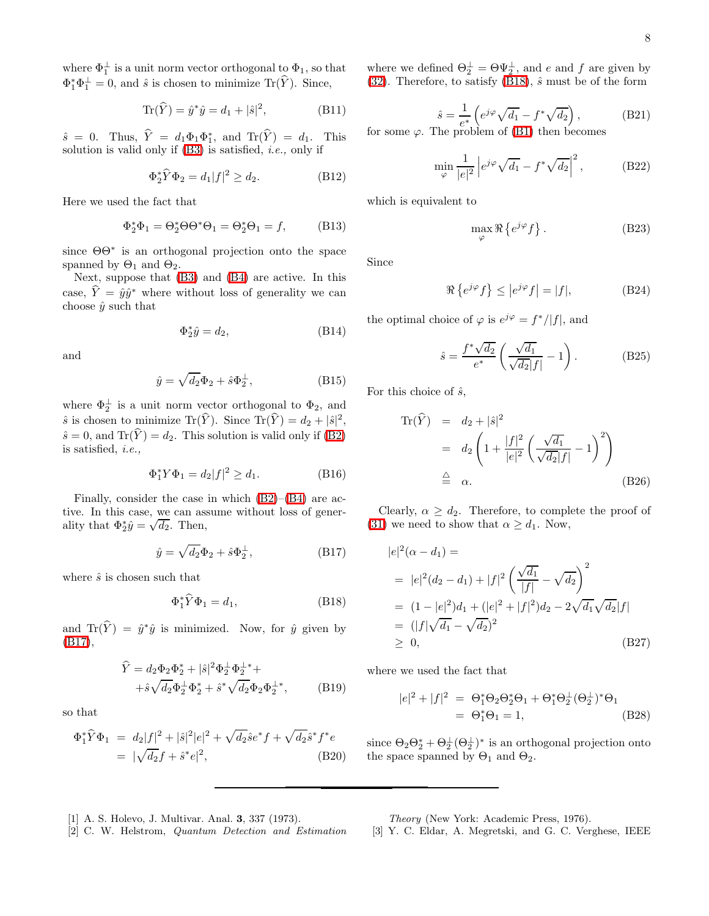where $\Phi_1^\perp$ is a unit norm vector orthogonal to $\Phi_1$, so that $\Phi_1^*\Phi_1^\perp = 0$, and $\hat{s}$ is chosen to minimize $\mathrm{Tr}(\widehat{Y})$. Since,

$$\mathrm{Tr}(\widehat{Y}) = \hat{y}^*\hat{y} = d_1 + |\hat{s}|^2, \tag{B11}$$

$\hat{s} = 0$. Thus, $\widehat{Y} = d_1\Phi_1\Phi_1^*$, and $\mathrm{Tr}(\widehat{Y}) = d_1$. This solution is valid only if (B3) is satisfied, *i.e.,* only if

$$\Phi_2^*\widehat{Y}\Phi_2 = d_1|f|^2 \geq d_2. \tag{B12}$$

Here we used the fact that

$$\Phi_2^*\Phi_1 = \Theta_2^*\Theta\Theta^*\Theta_1 = \Theta_2^*\Theta_1 = f, \tag{B13}$$

since $\Theta\Theta^*$ is an orthogonal projection onto the space spanned by $\Theta_1$ and $\Theta_2$.

Next, suppose that (B3) and (B4) are active. In this case, $\widehat{Y} = \hat{y}\hat{y}^*$ where without loss of generality we can choose $\hat{y}$ such that

$$\Phi_2^*\hat{y} = d_2, \tag{B14}$$

and

$$\hat{y} = \sqrt{d_2}\Phi_2 + \hat{s}\Phi_2^\perp, \tag{B15}$$

where $\Phi_2^\perp$ is a unit norm vector orthogonal to $\Phi_2$, and $\hat{s}$ is chosen to minimize $\mathrm{Tr}(\widehat{Y})$. Since $\mathrm{Tr}(\widehat{Y}) = d_2 + |\hat{s}|^2$, $\hat{s} = 0$, and $\mathrm{Tr}(\widehat{Y}) = d_2$. This solution is valid only if (B2) is satisfied, *i.e.,*

$$\Phi_1^* Y \Phi_1 = d_2|f|^2 \geq d_1. \tag{B16}$$

Finally, consider the case in which (B2)–(B4) are active. In this case, we can assume without loss of generality that $\Phi_2^*\hat{y} = \sqrt{d_2}$. Then,

$$\hat{y} = \sqrt{d_2}\Phi_2 + \hat{s}\Phi_2^\perp, \tag{B17}$$

where $\hat{s}$ is chosen such that

$$\Phi_1^*\widehat{Y}\Phi_1 = d_1, \tag{B18}$$

and $\mathrm{Tr}(\widehat{Y}) = \hat{y}^*\hat{y}$ is minimized. Now, for $\hat{y}$ given by (B17),

$$\begin{aligned}\widehat{Y} = d_2\Phi_2\Phi_2^* + |\hat{s}|^2\Phi_2^\perp\Phi_2^{\perp *} + \\ + \hat{s}\sqrt{d_2}\Phi_2^\perp\Phi_2^* + \hat{s}^*\sqrt{d_2}\Phi_2\Phi_2^{\perp *},\end{aligned} \tag{B19}$$

so that

$$\begin{aligned}\Phi_1^*\widehat{Y}\Phi_1 &= d_2|f|^2 + |\hat{s}|^2|e|^2 + \sqrt{d_2}\hat{s}e^*f + \sqrt{d_2}\hat{s}^*f^*e \\ &= |\sqrt{d_2}f + \hat{s}^*e|^2,\end{aligned} \tag{B20}$$

where we defined $\Theta_2^\perp = \Theta\Psi_2^\perp$, and $e$ and $f$ are given by (32). Therefore, to satisfy (B18), $\hat{s}$ must be of the form

$$\hat{s} = \frac{1}{e^*}\left(e^{j\varphi}\sqrt{d_1} - f^*\sqrt{d_2}\right), \tag{B21}$$

for some $\varphi$. The problem of (B1) then becomes

$$\min_{\varphi} \frac{1}{|e|^2}\left|e^{j\varphi}\sqrt{d_1} - f^*\sqrt{d_2}\right|^2, \tag{B22}$$

which is equivalent to

$$\max_{\varphi} \Re\left\{e^{j\varphi}f\right\}. \tag{B23}$$

Since

$$\Re\left\{e^{j\varphi}f\right\} \leq \left|e^{j\varphi}f\right| = |f|, \tag{B24}$$

the optimal choice of $\varphi$ is $e^{j\varphi} = f^*/|f|$, and

$$\hat{s} = \frac{f^*\sqrt{d_2}}{e^*}\left(\frac{\sqrt{d_1}}{\sqrt{d_2}|f|} - 1\right). \tag{B25}$$

For this choice of $\hat{s}$,

$$\begin{aligned}\mathrm{Tr}(\widehat{Y}) &= d_2 + |\hat{s}|^2 \\ &= d_2\left(1 + \frac{|f|^2}{|e|^2}\left(\frac{\sqrt{d_1}}{\sqrt{d_2}|f|} - 1\right)^2\right) \\ &\triangleq \alpha.\end{aligned} \tag{B26}$$

Clearly, $\alpha \geq d_2$. Therefore, to complete the proof of (31) we need to show that $\alpha \geq d_1$. Now,

$$\begin{aligned}&|e|^2(\alpha - d_1) = \\ &= |e|^2(d_2 - d_1) + |f|^2\left(\frac{\sqrt{d_1}}{|f|} - \sqrt{d_2}\right)^2 \\ &= (1 - |e|^2)d_1 + (|e|^2 + |f|^2)d_2 - 2\sqrt{d_1}\sqrt{d_2}|f| \\ &= (|f|\sqrt{d_1} - \sqrt{d_2})^2 \\ &\geq 0,\end{aligned} \tag{B27}$$

where we used the fact that

$$\begin{aligned}|e|^2 + |f|^2 &= \Theta_1^*\Theta_2\Theta_2^*\Theta_1 + \Theta_1^*\Theta_2^\perp(\Theta_2^\perp)^*\Theta_1 \\ &= \Theta_1^*\Theta_1 = 1,\end{aligned} \tag{B28}$$

since $\Theta_2\Theta_2^* + \Theta_2^\perp(\Theta_2^\perp)^*$ is an orthogonal projection onto the space spanned by $\Theta_1$ and $\Theta_2$.

---

[1] A. S. Holevo, J. Multivar. Anal. **3**, 337 (1973).

[2] C. W. Helstrom, *Quantum Detection and Estimation Theory* (New York: Academic Press, 1976).

[3] Y. C. Eldar, A. Megretski, and G. C. Verghese, IEEE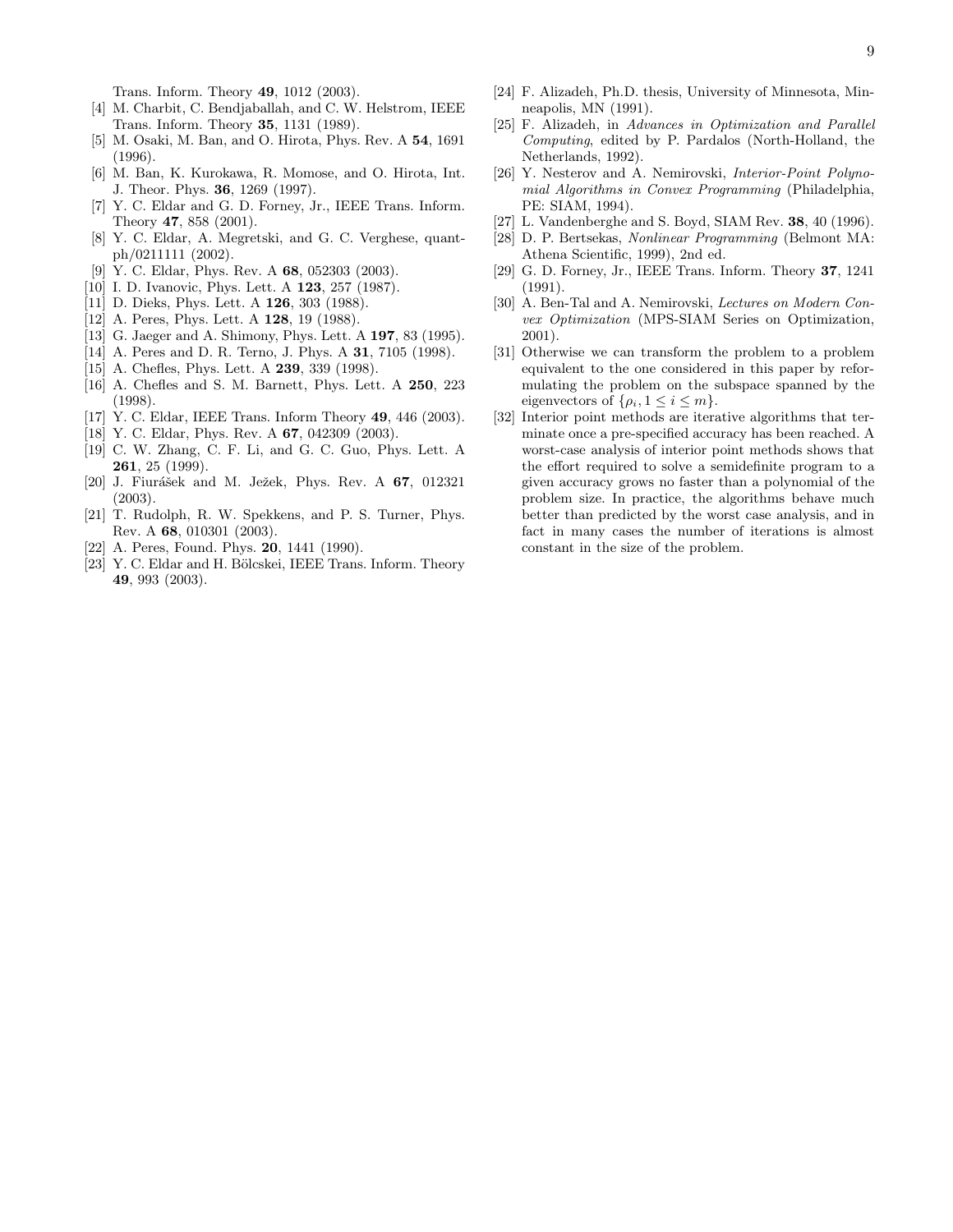Trans. Inform. Theory **49**, 1012 (2003).

[4] M. Charbit, C. Bendjaballah, and C. W. Helstrom, IEEE Trans. Inform. Theory **35**, 1131 (1989).

[5] M. Osaki, M. Ban, and O. Hirota, Phys. Rev. A **54**, 1691 (1996).

[6] M. Ban, K. Kurokawa, R. Momose, and O. Hirota, Int. J. Theor. Phys. **36**, 1269 (1997).

[7] Y. C. Eldar and G. D. Forney, Jr., IEEE Trans. Inform. Theory **47**, 858 (2001).

[8] Y. C. Eldar, A. Megretski, and G. C. Verghese, quant-ph/0211111 (2002).

[9] Y. C. Eldar, Phys. Rev. A **68**, 052303 (2003).

[10] I. D. Ivanovic, Phys. Lett. A **123**, 257 (1987).

[11] D. Dieks, Phys. Lett. A **126**, 303 (1988).

[12] A. Peres, Phys. Lett. A **128**, 19 (1988).

[13] G. Jaeger and A. Shimony, Phys. Lett. A **197**, 83 (1995).

[14] A. Peres and D. R. Terno, J. Phys. A **31**, 7105 (1998).

[15] A. Chefles, Phys. Lett. A **239**, 339 (1998).

[16] A. Chefles and S. M. Barnett, Phys. Lett. A **250**, 223 (1998).

[17] Y. C. Eldar, IEEE Trans. Inform Theory **49**, 446 (2003).

[18] Y. C. Eldar, Phys. Rev. A **67**, 042309 (2003).

[19] C. W. Zhang, C. F. Li, and G. C. Guo, Phys. Lett. A **261**, 25 (1999).

[20] J. Fiurášek and M. Ježek, Phys. Rev. A **67**, 012321 (2003).

[21] T. Rudolph, R. W. Spekkens, and P. S. Turner, Phys. Rev. A **68**, 010301 (2003).

[22] A. Peres, Found. Phys. **20**, 1441 (1990).

[23] Y. C. Eldar and H. Bölcskei, IEEE Trans. Inform. Theory **49**, 993 (2003).

[24] F. Alizadeh, Ph.D. thesis, University of Minnesota, Minneapolis, MN (1991).

[25] F. Alizadeh, in *Advances in Optimization and Parallel Computing*, edited by P. Pardalos (North-Holland, the Netherlands, 1992).

[26] Y. Nesterov and A. Nemirovski, *Interior-Point Polynomial Algorithms in Convex Programming* (Philadelphia, PE: SIAM, 1994).

[27] L. Vandenberghe and S. Boyd, SIAM Rev. **38**, 40 (1996).

[28] D. P. Bertsekas, *Nonlinear Programming* (Belmont MA: Athena Scientific, 1999), 2nd ed.

[29] G. D. Forney, Jr., IEEE Trans. Inform. Theory **37**, 1241 (1991).

[30] A. Ben-Tal and A. Nemirovski, *Lectures on Modern Convex Optimization* (MPS-SIAM Series on Optimization, 2001).

[31] Otherwise we can transform the problem to a problem equivalent to the one considered in this paper by reformulating the problem on the subspace spanned by the eigenvectors of $\{\rho_i, 1 \leq i \leq m\}$.

[32] Interior point methods are iterative algorithms that terminate once a pre-specified accuracy has been reached. A worst-case analysis of interior point methods shows that the effort required to solve a semidefinite program to a given accuracy grows no faster than a polynomial of the problem size. In practice, the algorithms behave much better than predicted by the worst case analysis, and in fact in many cases the number of iterations is almost constant in the size of the problem.